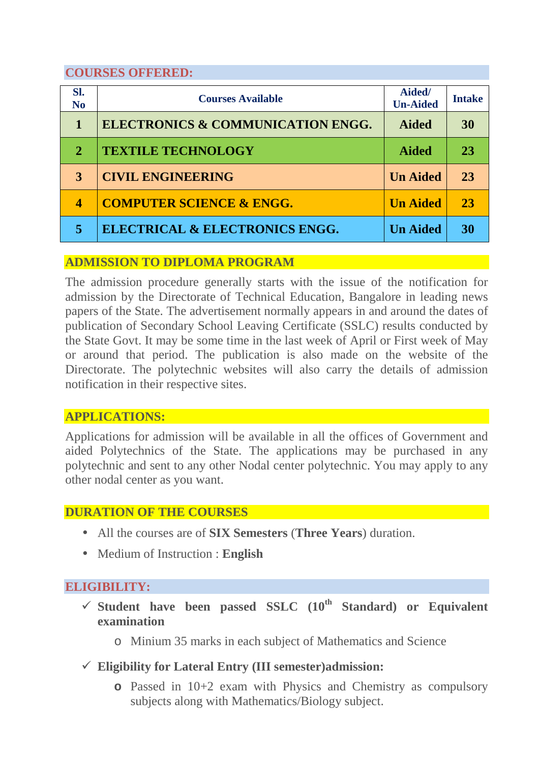## COURSES OFFERED:

| Sl. No | Courses Available | Aided/ Un-Aided | Intake |
|---|---|---|---|
| **1** | **ELECTRONICS & COMMUNICATION ENGG.** | **Aided** | **30** |
| **2** | **TEXTILE TECHNOLOGY** | **Aided** | **23** |
| **3** | **CIVIL ENGINEERING** | **Un Aided** | **23** |
| **4** | **COMPUTER SCIENCE & ENGG.** | **Un Aided** | **23** |
| **5** | **ELECTRICAL & ELECTRONICS ENGG.** | **Un Aided** | **30** |

## ADMISSION TO DIPLOMA PROGRAM

The admission procedure generally starts with the issue of the notification for admission by the Directorate of Technical Education, Bangalore in leading news papers of the State. The advertisement normally appears in and around the dates of publication of Secondary School Leaving Certificate (SSLC) results conducted by the State Govt. It may be some time in the last week of April or First week of May or around that period. The publication is also made on the website of the Directorate. The polytechnic websites will also carry the details of admission notification in their respective sites.

## APPLICATIONS:

Applications for admission will be available in all the offices of Government and aided Polytechnics of the State. The applications may be purchased in any polytechnic and sent to any other Nodal center polytechnic. You may apply to any other nodal center as you want.

## DURATION OF THE COURSES

- All the courses are of **SIX Semesters** (**Three Years**) duration.
- Medium of Instruction : **English**

## ELIGIBILITY:

- ✓ **Student have been passed SSLC (10th Standard) or Equivalent examination**
  - Minium 35 marks in each subject of Mathematics and Science
- ✓ **Eligibility for Lateral Entry (III semester)admission:**
  - Passed in 10+2 exam with Physics and Chemistry as compulsory subjects along with Mathematics/Biology subject.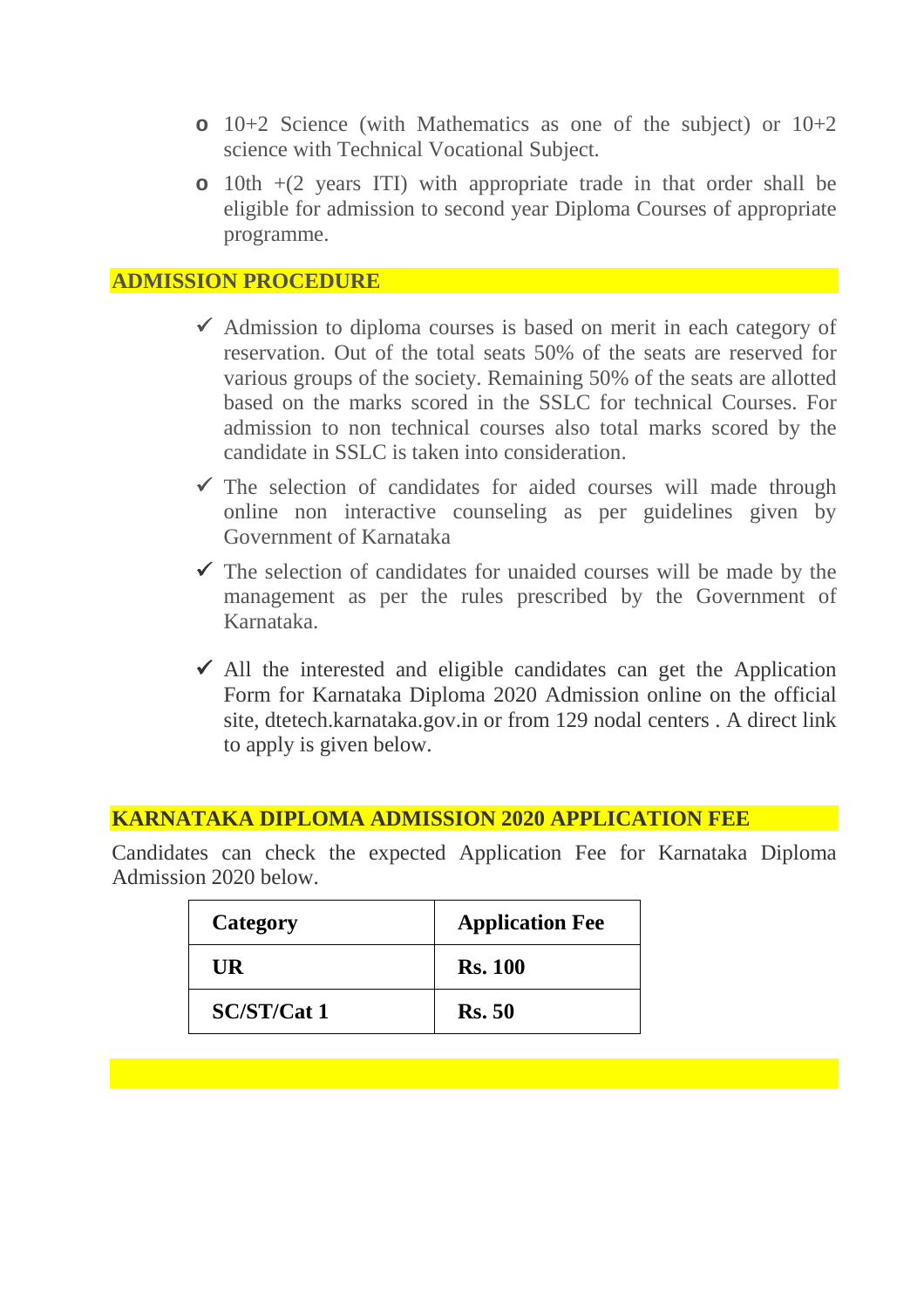- 10+2 Science (with Mathematics as one of the subject) or 10+2 science with Technical Vocational Subject.
- 10th +(2 years ITI) with appropriate trade in that order shall be eligible for admission to second year Diploma Courses of appropriate programme.

## ADMISSION PROCEDURE

- ✓ Admission to diploma courses is based on merit in each category of reservation. Out of the total seats 50% of the seats are reserved for various groups of the society. Remaining 50% of the seats are allotted based on the marks scored in the SSLC for technical Courses. For admission to non technical courses also total marks scored by the candidate in SSLC is taken into consideration.
- ✓ The selection of candidates for aided courses will made through online non interactive counseling as per guidelines given by Government of Karnataka
- ✓ The selection of candidates for unaided courses will be made by the management as per the rules prescribed by the Government of Karnataka.
- ✓ All the interested and eligible candidates can get the Application Form for Karnataka Diploma 2020 Admission online on the official site, dtetech.karnataka.gov.in or from 129 nodal centers . A direct link to apply is given below.

## KARNATAKA DIPLOMA ADMISSION 2020 APPLICATION FEE

Candidates can check the expected Application Fee for Karnataka Diploma Admission 2020 below.

| Category | Application Fee |
|---|---|
| **UR** | **Rs. 100** |
| **SC/ST/Cat 1** | **Rs. 50** |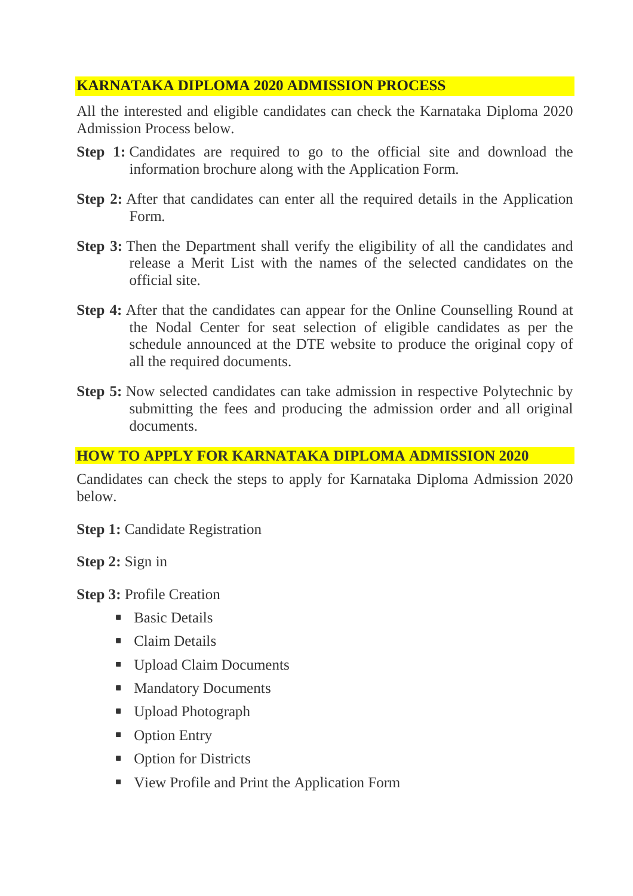## KARNATAKA DIPLOMA 2020 ADMISSION PROCESS

All the interested and eligible candidates can check the Karnataka Diploma 2020 Admission Process below.

**Step 1:** Candidates are required to go to the official site and download the information brochure along with the Application Form.

**Step 2:** After that candidates can enter all the required details in the Application Form.

**Step 3:** Then the Department shall verify the eligibility of all the candidates and release a Merit List with the names of the selected candidates on the official site.

**Step 4:** After that the candidates can appear for the Online Counselling Round at the Nodal Center for seat selection of eligible candidates as per the schedule announced at the DTE website to produce the original copy of all the required documents.

**Step 5:** Now selected candidates can take admission in respective Polytechnic by submitting the fees and producing the admission order and all original documents.

## HOW TO APPLY FOR KARNATAKA DIPLOMA ADMISSION 2020

Candidates can check the steps to apply for Karnataka Diploma Admission 2020 below.

**Step 1:** Candidate Registration

**Step 2:** Sign in

**Step 3:** Profile Creation

- Basic Details
- Claim Details
- Upload Claim Documents
- Mandatory Documents
- Upload Photograph
- Option Entry
- Option for Districts
- View Profile and Print the Application Form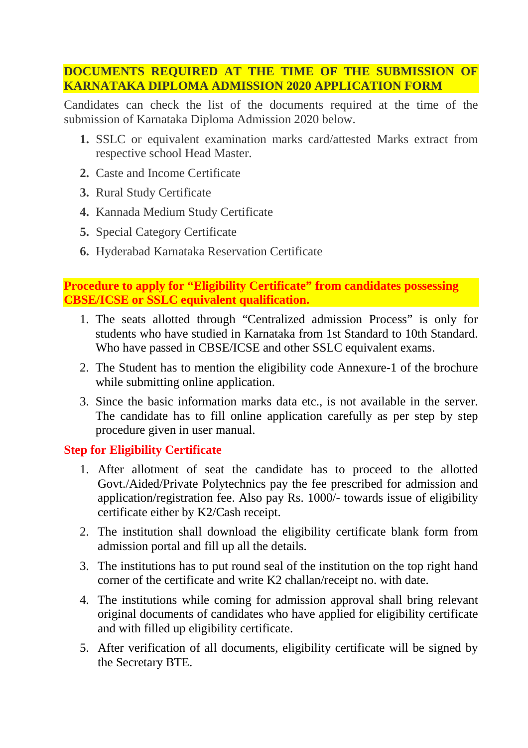## DOCUMENTS REQUIRED AT THE TIME OF THE SUBMISSION OF KARNATAKA DIPLOMA ADMISSION 2020 APPLICATION FORM

Candidates can check the list of the documents required at the time of the submission of Karnataka Diploma Admission 2020 below.

1. SSLC or equivalent examination marks card/attested Marks extract from respective school Head Master.
2. Caste and Income Certificate
3. Rural Study Certificate
4. Kannada Medium Study Certificate
5. Special Category Certificate
6. Hyderabad Karnataka Reservation Certificate

## Procedure to apply for "Eligibility Certificate" from candidates possessing CBSE/ICSE or SSLC equivalent qualification.

1. The seats allotted through "Centralized admission Process" is only for students who have studied in Karnataka from 1st Standard to 10th Standard. Who have passed in CBSE/ICSE and other SSLC equivalent exams.
2. The Student has to mention the eligibility code Annexure-1 of the brochure while submitting online application.
3. Since the basic information marks data etc., is not available in the server. The candidate has to fill online application carefully as per step by step procedure given in user manual.

### Step for Eligibility Certificate

1. After allotment of seat the candidate has to proceed to the allotted Govt./Aided/Private Polytechnics pay the fee prescribed for admission and application/registration fee. Also pay Rs. 1000/- towards issue of eligibility certificate either by K2/Cash receipt.
2. The institution shall download the eligibility certificate blank form from admission portal and fill up all the details.
3. The institutions has to put round seal of the institution on the top right hand corner of the certificate and write K2 challan/receipt no. with date.
4. The institutions while coming for admission approval shall bring relevant original documents of candidates who have applied for eligibility certificate and with filled up eligibility certificate.
5. After verification of all documents, eligibility certificate will be signed by the Secretary BTE.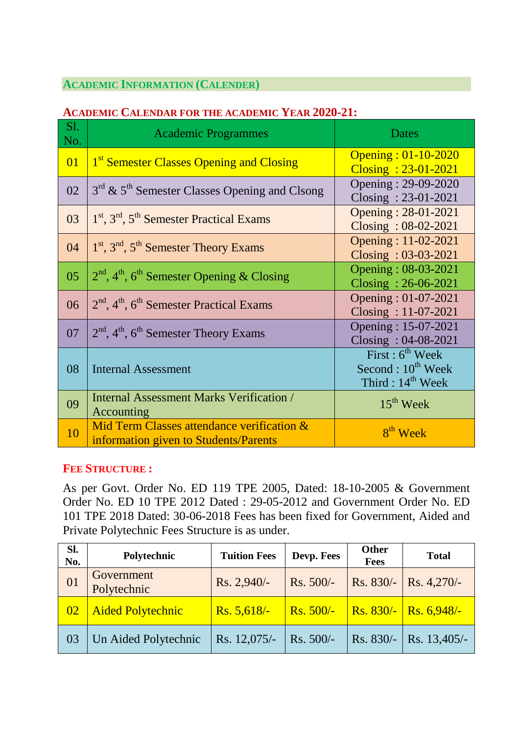## ACADEMIC INFORMATION (CALENDER)

### ACADEMIC CALENDAR FOR THE ACADEMIC YEAR 2020-21:

| Sl. No. | Academic Programmes | Dates |
|---|---|---|
| 01 | 1st Semester Classes Opening and Closing | Opening : 01-10-2020 Closing : 23-01-2021 |
| 02 | 3rd & 5th Semester Classes Opening and Clsong | Opening : 29-09-2020 Closing : 23-01-2021 |
| 03 | 1st, 3rd, 5th Semester Practical Exams | Opening : 28-01-2021 Closing : 08-02-2021 |
| 04 | 1st, 3nd, 5th Semester Theory Exams | Opening : 11-02-2021 Closing : 03-03-2021 |
| 05 | 2nd, 4th, 6th Semester Opening & Closing | Opening : 08-03-2021 Closing : 26-06-2021 |
| 06 | 2nd, 4th, 6th Semester Practical Exams | Opening : 01-07-2021 Closing : 11-07-2021 |
| 07 | 2nd, 4th, 6th Semester Theory Exams | Opening : 15-07-2021 Closing : 04-08-2021 |
| 08 | Internal Assessment | First : 6th Week Second : 10th Week Third : 14th Week |
| 09 | Internal Assessment Marks Verification / Accounting | 15th Week |
| 10 | Mid Term Classes attendance verification & information given to Students/Parents | 8th Week |

### FEE STRUCTURE :

As per Govt. Order No. ED 119 TPE 2005, Dated: 18-10-2005 & Government Order No. ED 10 TPE 2012 Dated : 29-05-2012 and Government Order No. ED 101 TPE 2018 Dated: 30-06-2018 Fees has been fixed for Government, Aided and Private Polytechnic Fees Structure is as under.

| Sl. No. | Polytechnic | Tuition Fees | Devp. Fees | Other Fees | Total |
|---|---|---|---|---|---|
| 01 | Government Polytechnic | Rs. 2,940/- | Rs. 500/- | Rs. 830/- | Rs. 4,270/- |
| 02 | Aided Polytechnic | Rs. 5,618/- | Rs. 500/- | Rs. 830/- | Rs. 6,948/- |
| 03 | Un Aided Polytechnic | Rs. 12,075/- | Rs. 500/- | Rs. 830/- | Rs. 13,405/- |